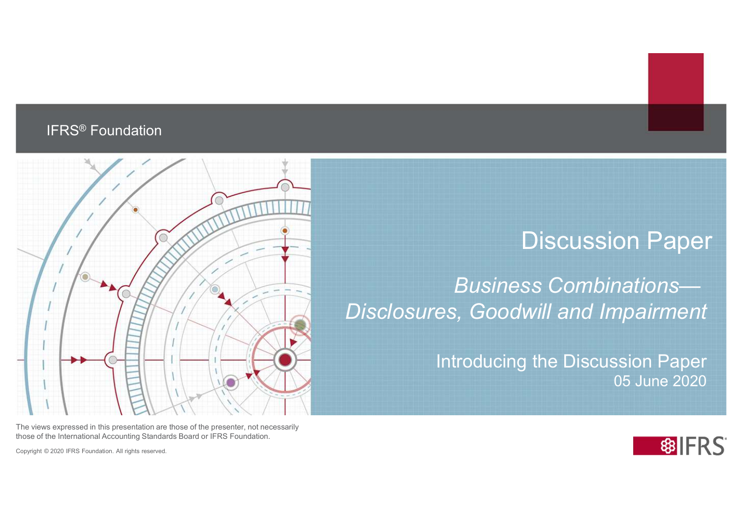IFRS® Foundation

# Discussion Paper

## *Business Combinations—Disclosures, Goodwill and Impairment*

Introducing the Discussion Paper

05 June 2020

The views expressed in this presentation are those of the presenter, not necessarily those of the International Accounting Standards Board or IFRS Foundation.

Copyright © 2020 IFRS Foundation. All rights reserved.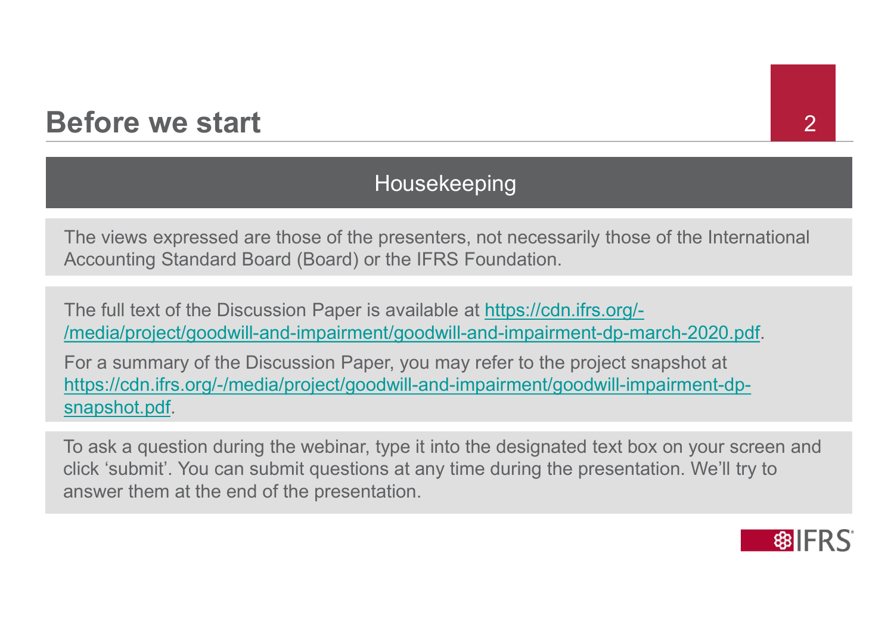# Before we start

## Housekeeping

The views expressed are those of the presenters, not necessarily those of the International Accounting Standard Board (Board) or the IFRS Foundation.

The full text of the Discussion Paper is available at https://cdn.ifrs.org/-/media/project/goodwill-and-impairment/goodwill-and-impairment-dp-march-2020.pdf.

For a summary of the Discussion Paper, you may refer to the project snapshot at https://cdn.ifrs.org/-/media/project/goodwill-and-impairment/goodwill-impairment-dp-snapshot.pdf.

To ask a question during the webinar, type it into the designated text box on your screen and click 'submit'. You can submit questions at any time during the presentation. We'll try to answer them at the end of the presentation.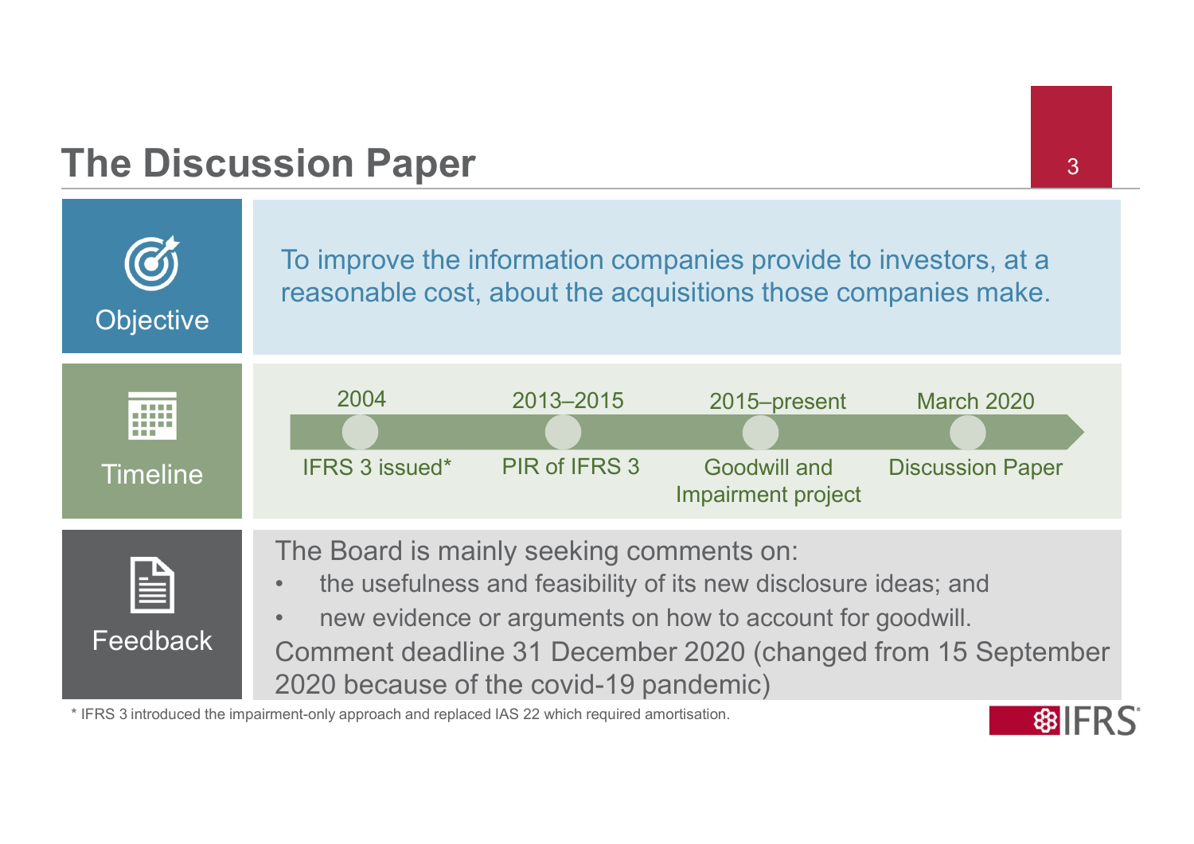# The Discussion Paper

**Objective**

To improve the information companies provide to investors, at a reasonable cost, about the acquisitions those companies make.

**Timeline**

| 2004 | 2013–2015 | 2015–present | March 2020 |
| --- | --- | --- | --- |
| IFRS 3 issued* | PIR of IFRS 3 | Goodwill and Impairment project | Discussion Paper |

**Feedback**

The Board is mainly seeking comments on:

- the usefulness and feasibility of its new disclosure ideas; and
- new evidence or arguments on how to account for goodwill.

Comment deadline 31 December 2020 (changed from 15 September 2020 because of the covid-19 pandemic)

* IFRS 3 introduced the impairment-only approach and replaced IAS 22 which required amortisation.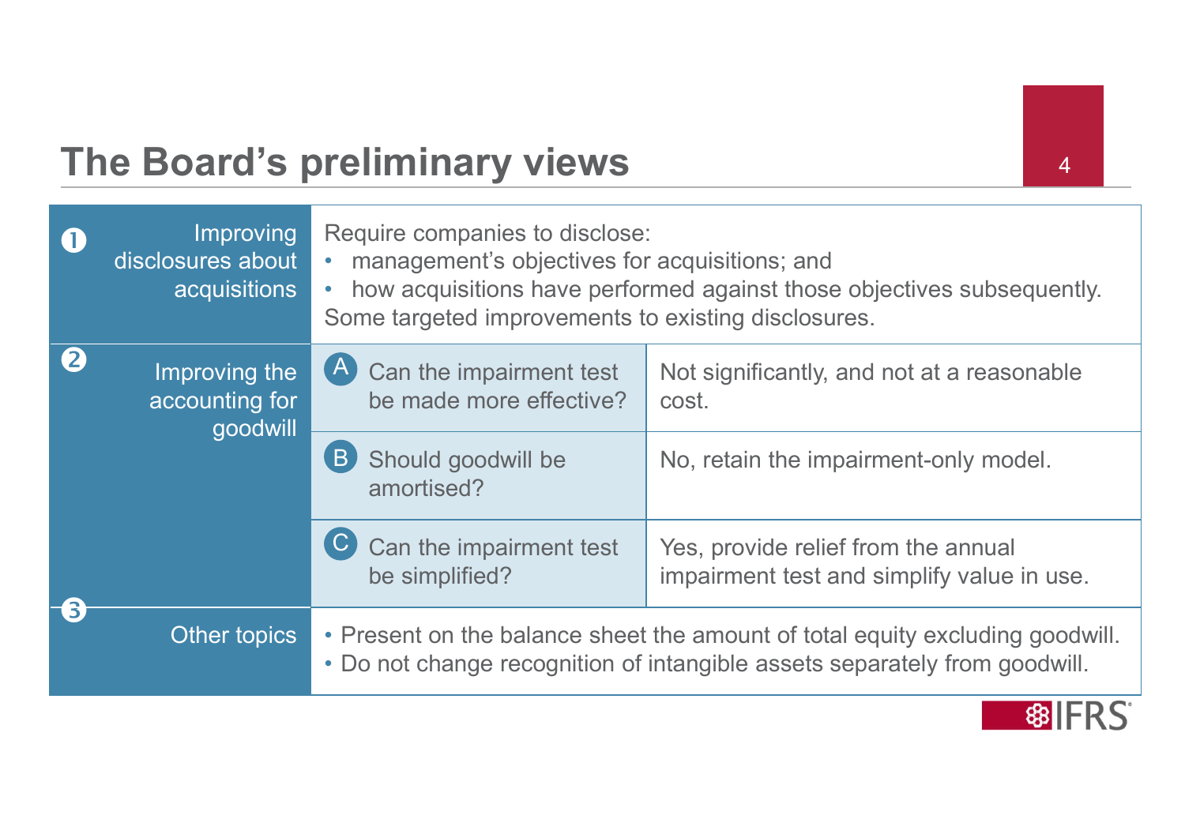# The Board's preliminary views

| Topic | | |
|---|---|---|
| 1 Improving disclosures about acquisitions | Require companies to disclose:<br>• management's objectives for acquisitions; and<br>• how acquisitions have performed against those objectives subsequently.<br>Some targeted improvements to existing disclosures. | |
| 2 Improving the accounting for goodwill | A Can the impairment test be made more effective? | Not significantly, and not at a reasonable cost. |
| | B Should goodwill be amortised? | No, retain the impairment-only model. |
| | C Can the impairment test be simplified? | Yes, provide relief from the annual impairment test and simplify value in use. |
| 3 Other topics | • Present on the balance sheet the amount of total equity excluding goodwill.<br>• Do not change recognition of intangible assets separately from goodwill. | |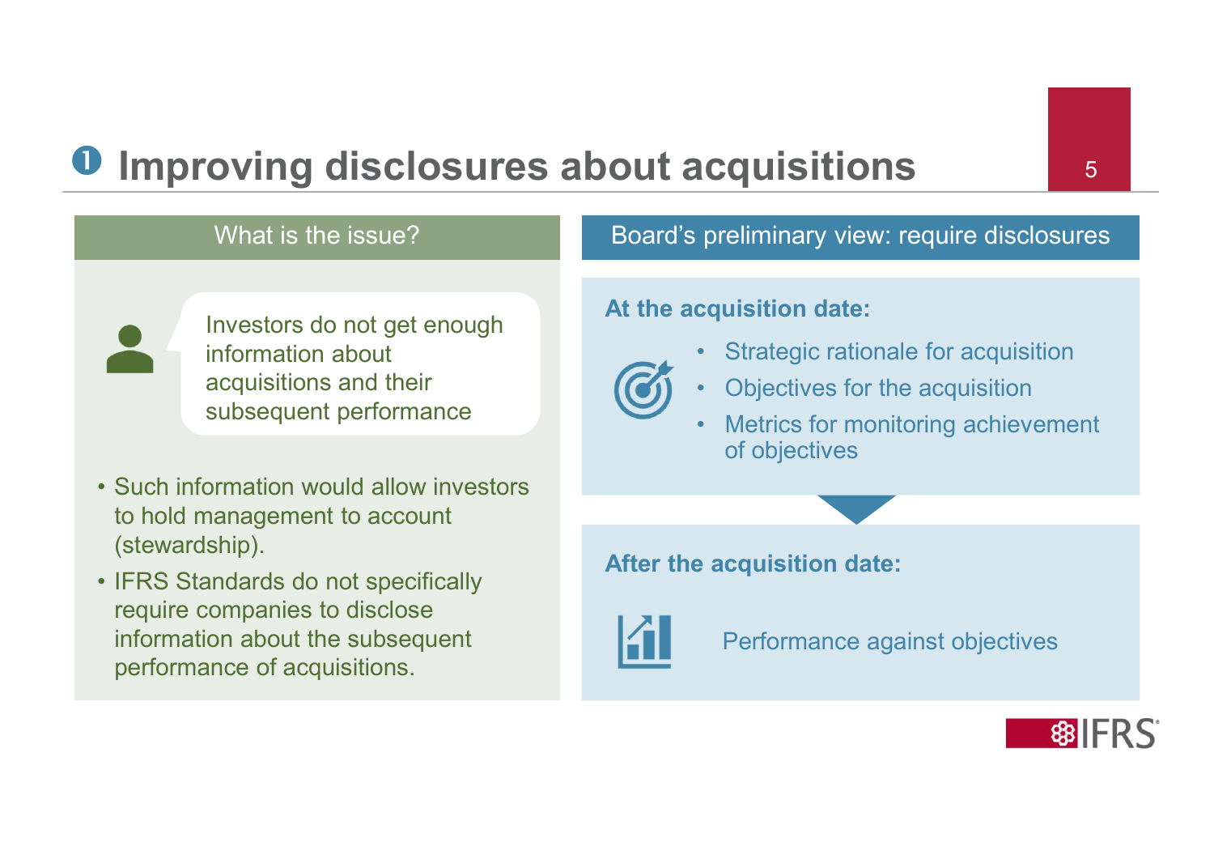# ❶ Improving disclosures about acquisitions

## What is the issue?

Investors do not get enough information about acquisitions and their subsequent performance

- Such information would allow investors to hold management to account (stewardship).
- IFRS Standards do not specifically require companies to disclose information about the subsequent performance of acquisitions.

## Board's preliminary view: require disclosures

**At the acquisition date:**

- Strategic rationale for acquisition
- Objectives for the acquisition
- Metrics for monitoring achievement of objectives

**After the acquisition date:**

Performance against objectives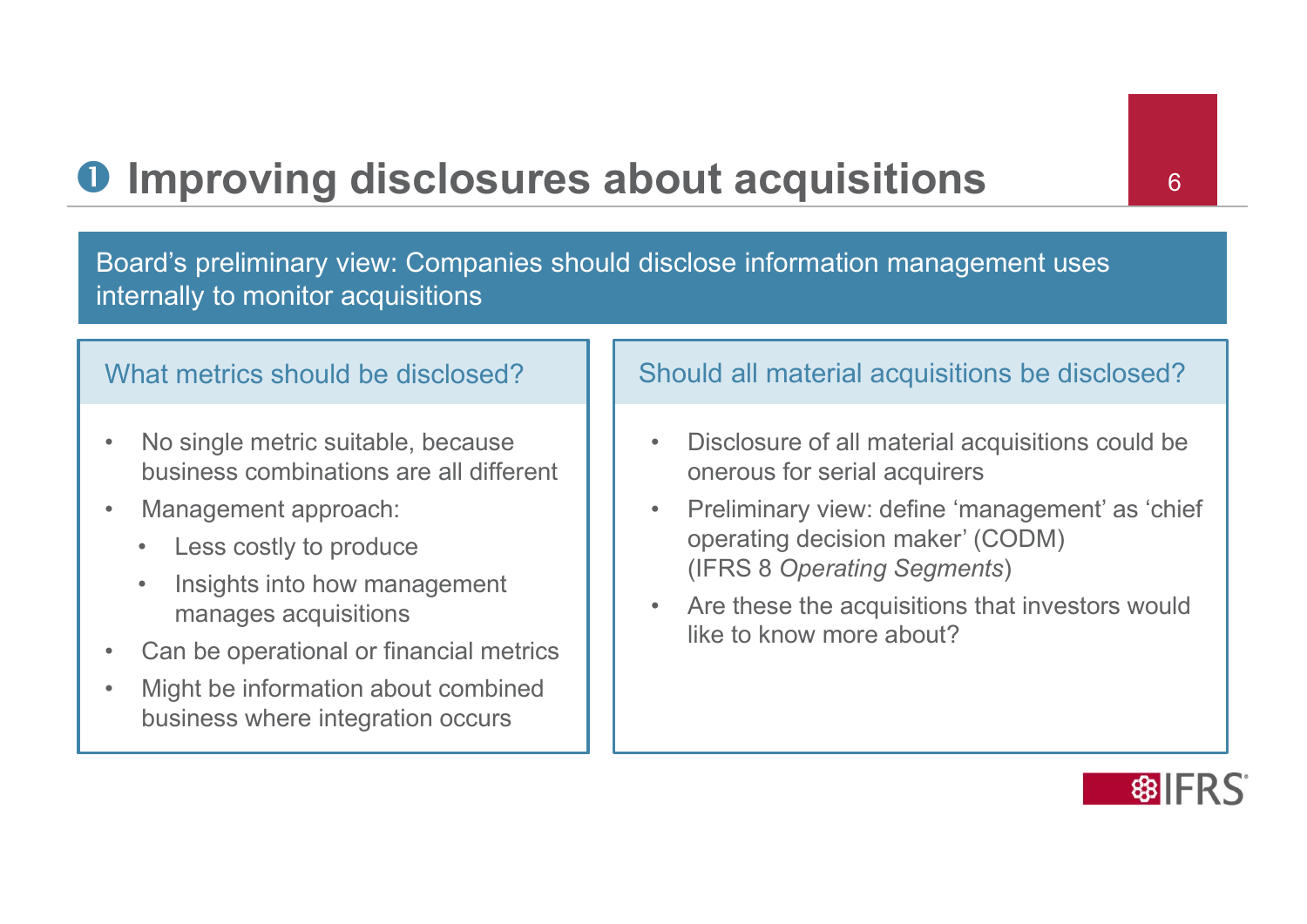# ❶ Improving disclosures about acquisitions

Board's preliminary view: Companies should disclose information management uses internally to monitor acquisitions

## What metrics should be disclosed?

- No single metric suitable, because business combinations are all different
- Management approach:
  - Less costly to produce
  - Insights into how management manages acquisitions
- Can be operational or financial metrics
- Might be information about combined business where integration occurs

## Should all material acquisitions be disclosed?

- Disclosure of all material acquisitions could be onerous for serial acquirers
- Preliminary view: define 'management' as 'chief operating decision maker' (CODM) (IFRS 8 *Operating Segments*)
- Are these the acquisitions that investors would like to know more about?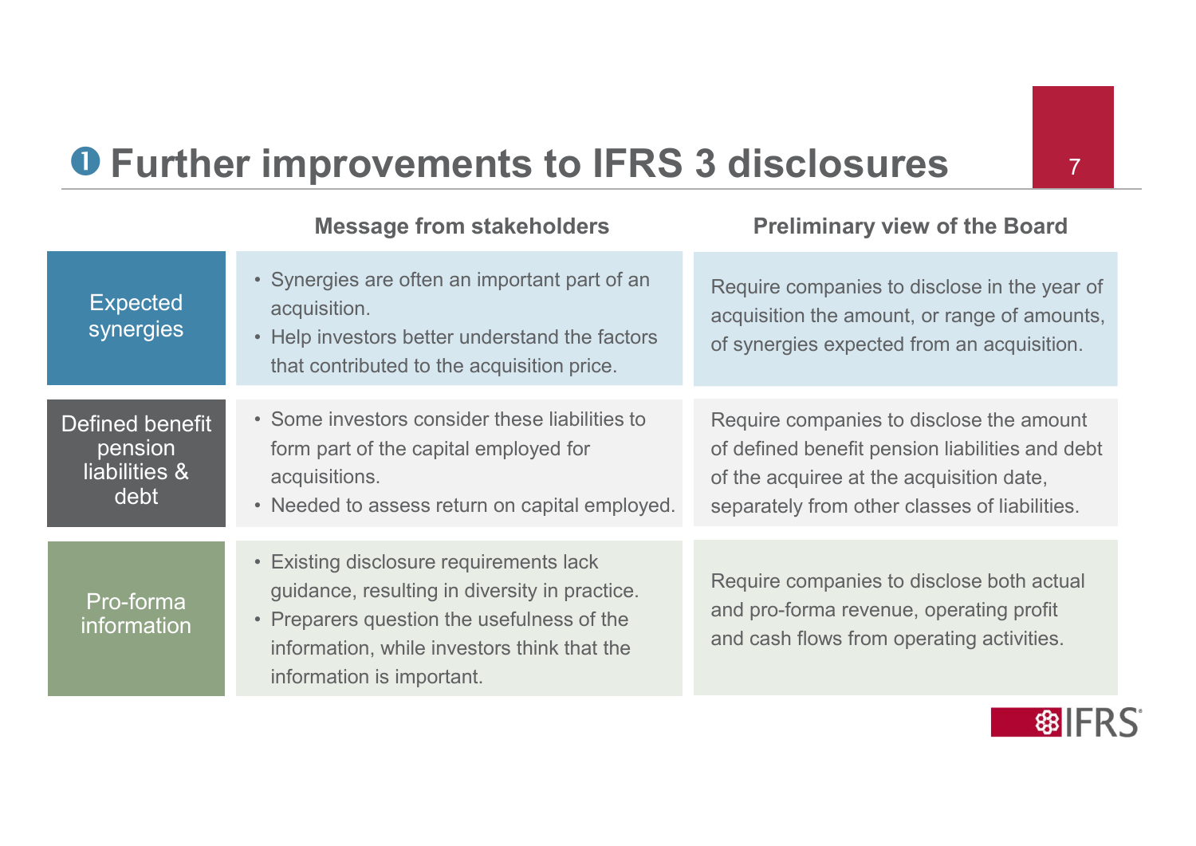# ❶ Further improvements to IFRS 3 disclosures

| | Message from stakeholders | Preliminary view of the Board |
|---|---|---|
| Expected synergies | • Synergies are often an important part of an acquisition.<br>• Help investors better understand the factors that contributed to the acquisition price. | Require companies to disclose in the year of acquisition the amount, or range of amounts, of synergies expected from an acquisition. |
| Defined benefit pension liabilities & debt | • Some investors consider these liabilities to form part of the capital employed for acquisitions.<br>• Needed to assess return on capital employed. | Require companies to disclose the amount of defined benefit pension liabilities and debt of the acquiree at the acquisition date, separately from other classes of liabilities. |
| Pro-forma information | • Existing disclosure requirements lack guidance, resulting in diversity in practice.<br>• Preparers question the usefulness of the information, while investors think that the information is important. | Require companies to disclose both actual and pro-forma revenue, operating profit and cash flows from operating activities. |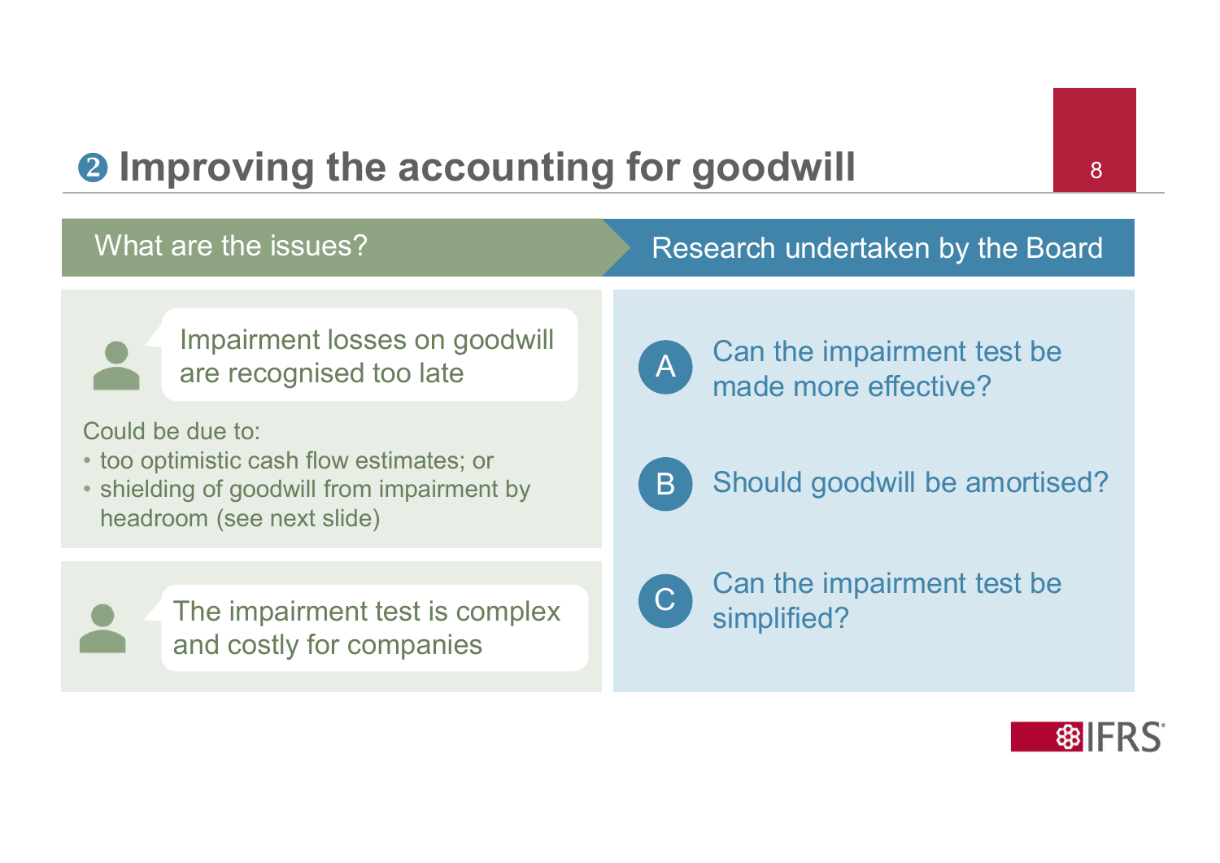# ❷ Improving the accounting for goodwill

## What are the issues?

**Impairment losses on goodwill are recognised too late**

Could be due to:

- too optimistic cash flow estimates; or
- shielding of goodwill from impairment by headroom (see next slide)

**The impairment test is complex and costly for companies**

## Research undertaken by the Board

**A** Can the impairment test be made more effective?

**B** Should goodwill be amortised?

**C** Can the impairment test be simplified?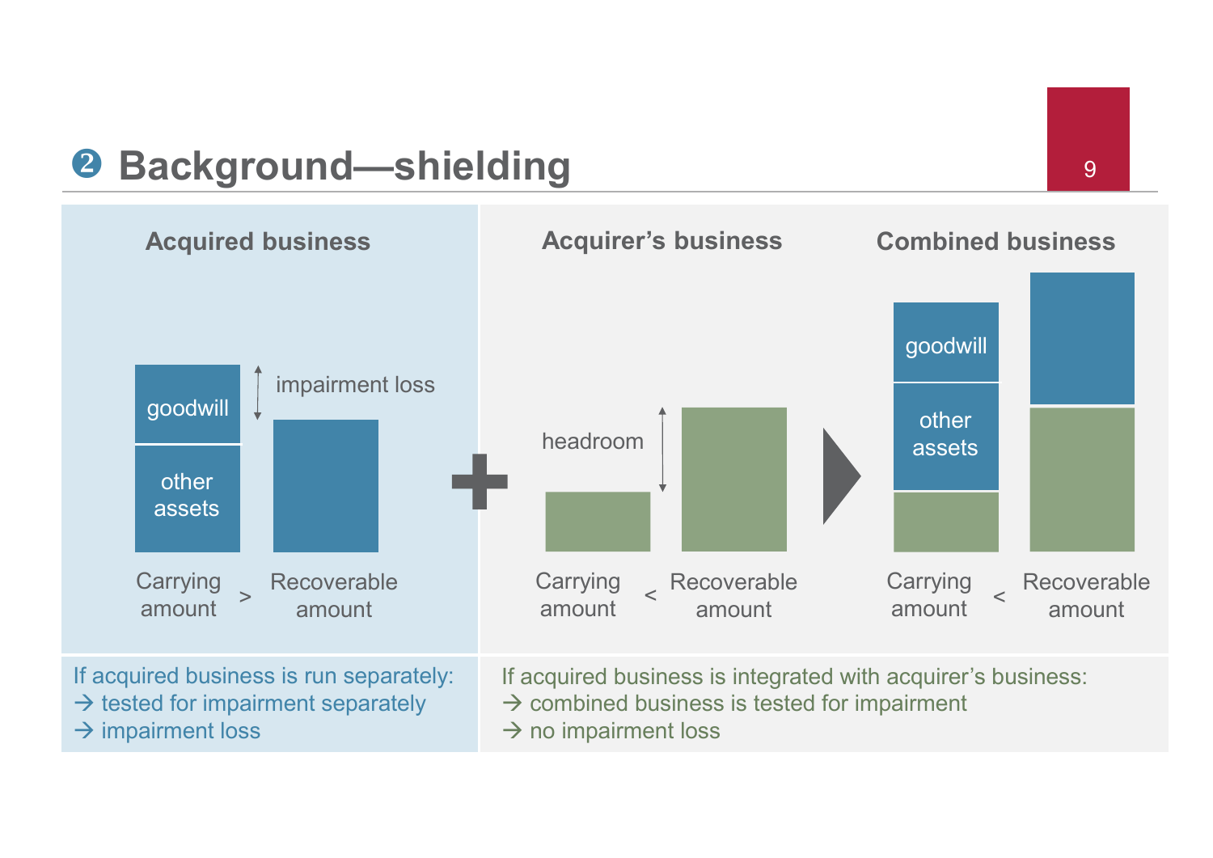# ❷ Background—shielding

**Acquired business**

goodwill

other assets

impairment loss

Carrying amount > Recoverable amount

**Acquirer's business**

headroom

Carrying amount < Recoverable amount

**Combined business**

goodwill

other assets

Carrying amount < Recoverable amount

If acquired business is run separately:
→ tested for impairment separately
→ impairment loss

If acquired business is integrated with acquirer's business:
→ combined business is tested for impairment
→ no impairment loss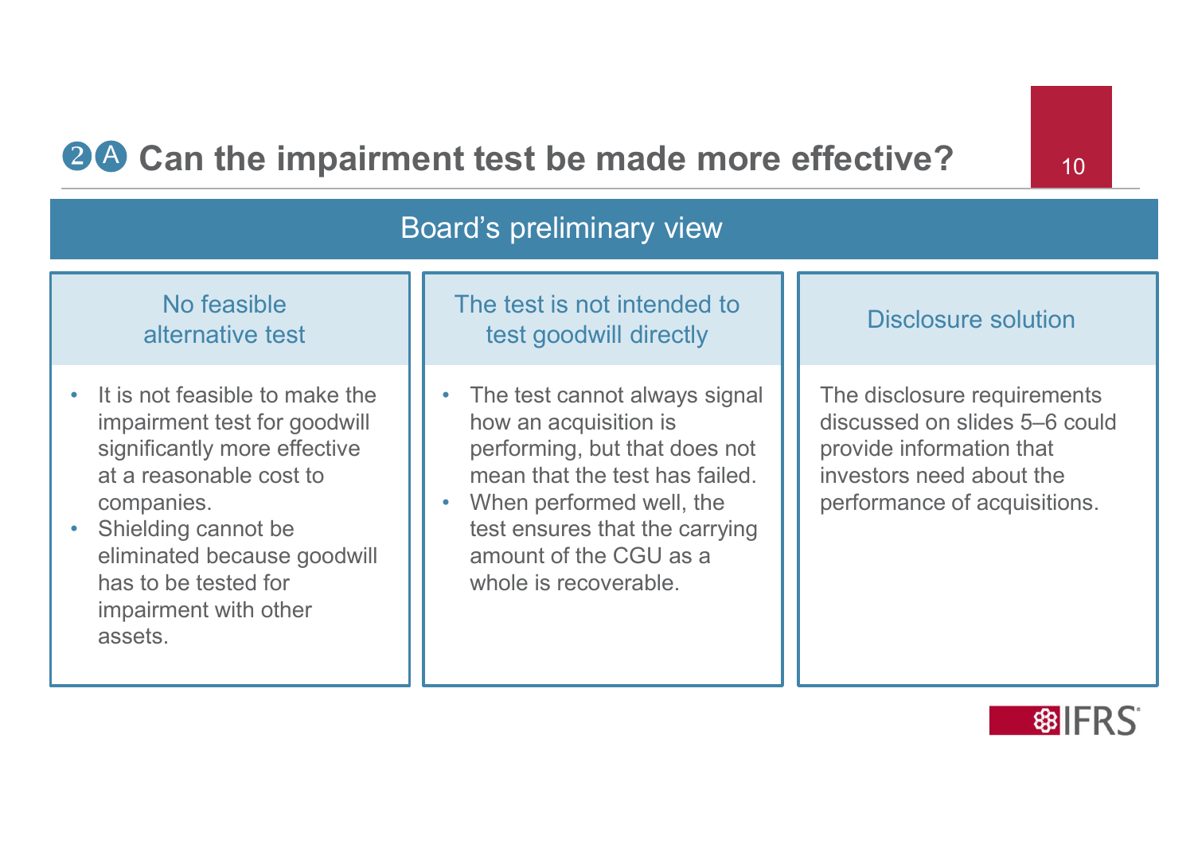# ❷Ⓐ Can the impairment test be made more effective?

## Board's preliminary view

### No feasible alternative test

- It is not feasible to make the impairment test for goodwill significantly more effective at a reasonable cost to companies.
- Shielding cannot be eliminated because goodwill has to be tested for impairment with other assets.

### The test is not intended to test goodwill directly

- The test cannot always signal how an acquisition is performing, but that does not mean that the test has failed.
- When performed well, the test ensures that the carrying amount of the CGU as a whole is recoverable.

### Disclosure solution

The disclosure requirements discussed on slides 5–6 could provide information that investors need about the performance of acquisitions.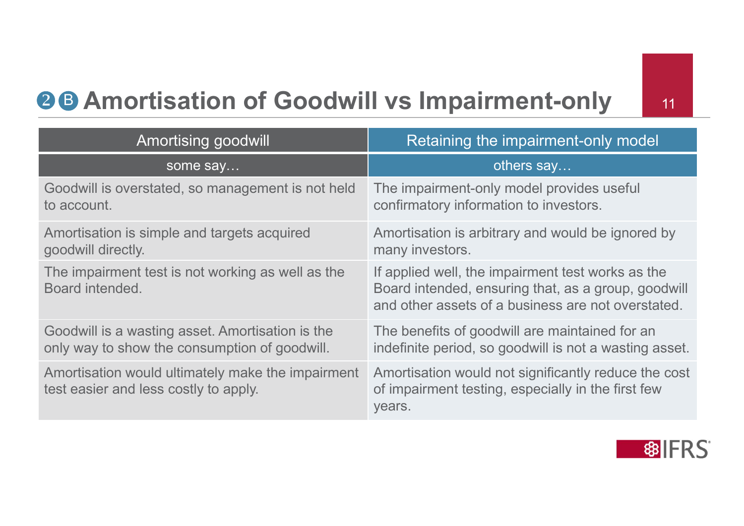# ❷ Ⓑ Amortisation of Goodwill vs Impairment-only

| Amortising goodwill | Retaining the impairment-only model |
|---|---|
| some say… | others say… |
| Goodwill is overstated, so management is not held to account. | The impairment-only model provides useful confirmatory information to investors. |
| Amortisation is simple and targets acquired goodwill directly. | Amortisation is arbitrary and would be ignored by many investors. |
| The impairment test is not working as well as the Board intended. | If applied well, the impairment test works as the Board intended, ensuring that, as a group, goodwill and other assets of a business are not overstated. |
| Goodwill is a wasting asset. Amortisation is the only way to show the consumption of goodwill. | The benefits of goodwill are maintained for an indefinite period, so goodwill is not a wasting asset. |
| Amortisation would ultimately make the impairment test easier and less costly to apply. | Amortisation would not significantly reduce the cost of impairment testing, especially in the first few years. |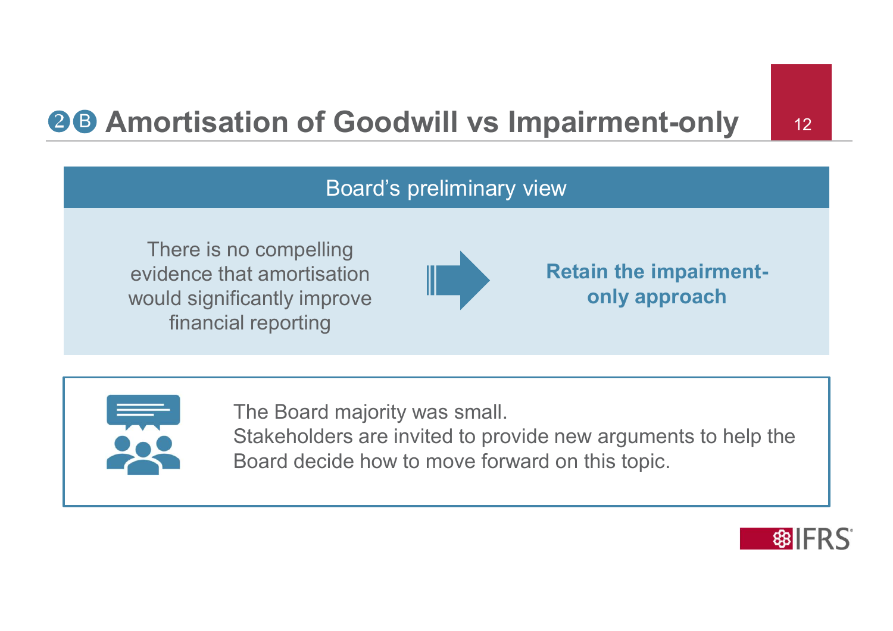# ❷Ⓑ Amortisation of Goodwill vs Impairment-only

## Board's preliminary view

There is no compelling evidence that amortisation would significantly improve financial reporting

➡

**Retain the impairment-only approach**

The Board majority was small.
Stakeholders are invited to provide new arguments to help the Board decide how to move forward on this topic.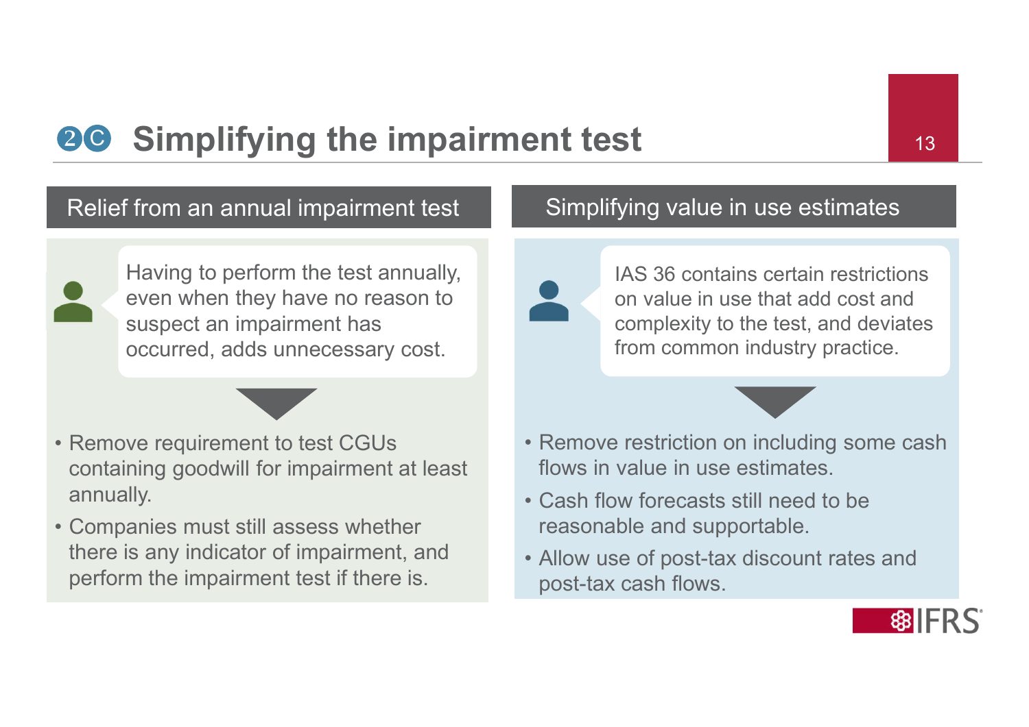# 2C Simplifying the impairment test

## Relief from an annual impairment test

Having to perform the test annually, even when they have no reason to suspect an impairment has occurred, adds unnecessary cost.

- Remove requirement to test CGUs containing goodwill for impairment at least annually.
- Companies must still assess whether there is any indicator of impairment, and perform the impairment test if there is.

## Simplifying value in use estimates

IAS 36 contains certain restrictions on value in use that add cost and complexity to the test, and deviates from common industry practice.

- Remove restriction on including some cash flows in value in use estimates.
- Cash flow forecasts still need to be reasonable and supportable.
- Allow use of post-tax discount rates and post-tax cash flows.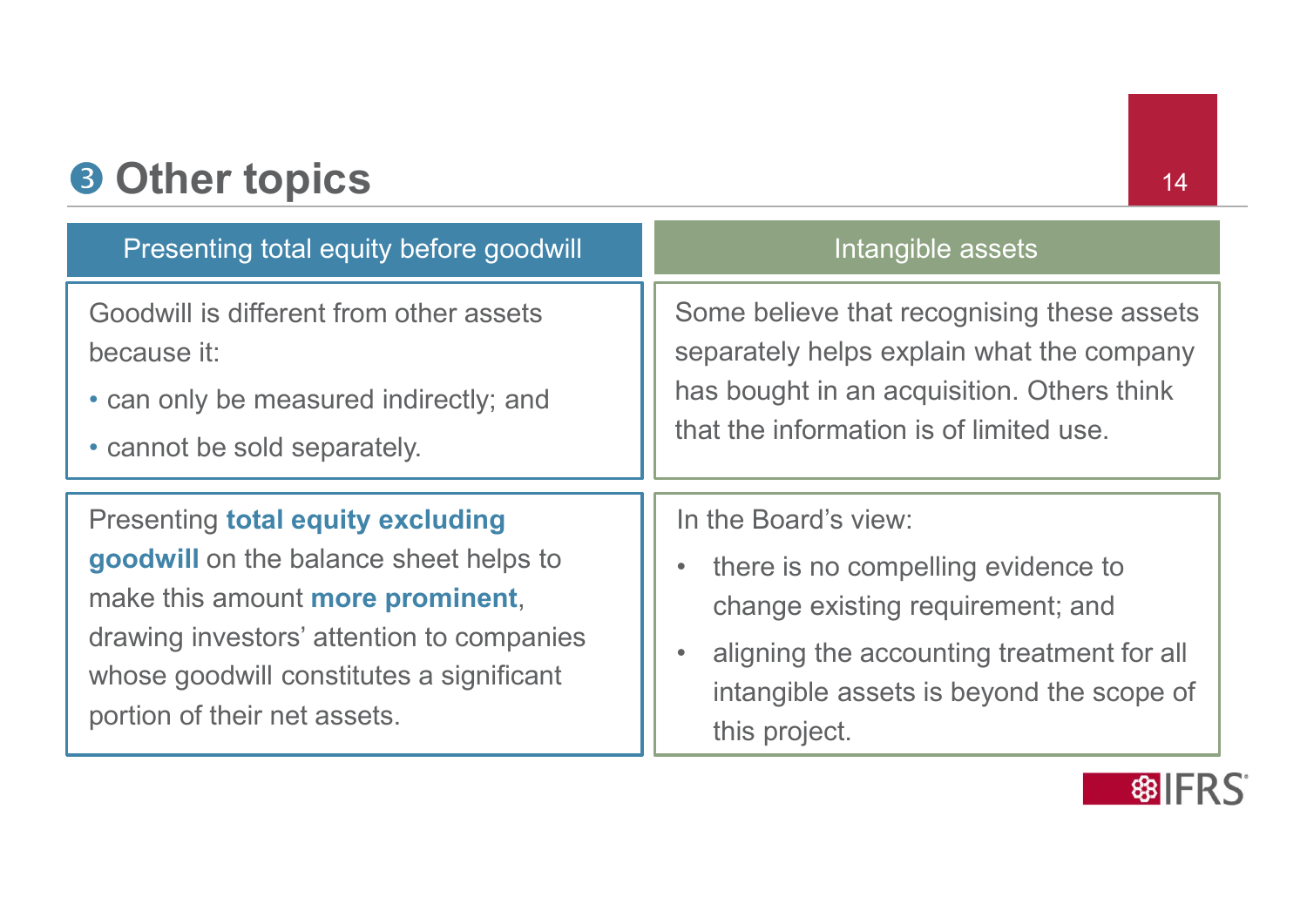# ❸ Other topics

## Presenting total equity before goodwill

Goodwill is different from other assets because it:

- can only be measured indirectly; and
- cannot be sold separately.

Presenting **total equity excluding goodwill** on the balance sheet helps to make this amount **more prominent**, drawing investors' attention to companies whose goodwill constitutes a significant portion of their net assets.

## Intangible assets

Some believe that recognising these assets separately helps explain what the company has bought in an acquisition. Others think that the information is of limited use.

In the Board's view:

- there is no compelling evidence to change existing requirement; and
- aligning the accounting treatment for all intangible assets is beyond the scope of this project.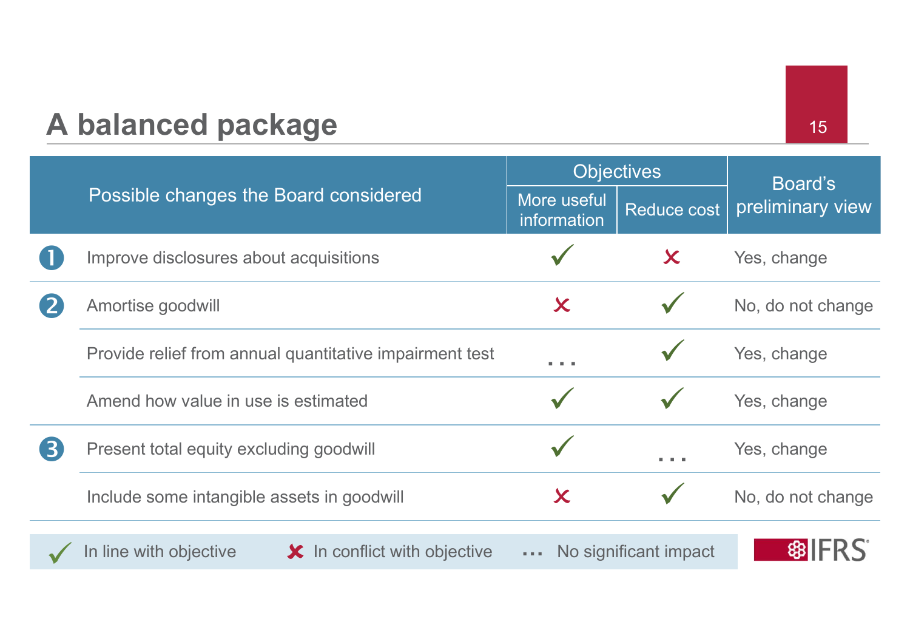# A balanced package

| | Possible changes the Board considered | Objectives | | Board's preliminary view |
|---|---|---|---|---|
| | | More useful information | Reduce cost | |
| 1 | Improve disclosures about acquisitions | ✓ | ✗ | Yes, change |
| 2 | Amortise goodwill | ✗ | ✓ | No, do not change |
| | Provide relief from annual quantitative impairment test | ... | ✓ | Yes, change |
| | Amend how value in use is estimated | ✓ | ✓ | Yes, change |
| 3 | Present total equity excluding goodwill | ✓ | ... | Yes, change |
| | Include some intangible assets in goodwill | ✗ | ✓ | No, do not change |

✓ In line with objective ✗ In conflict with objective ... No significant impact

IFRS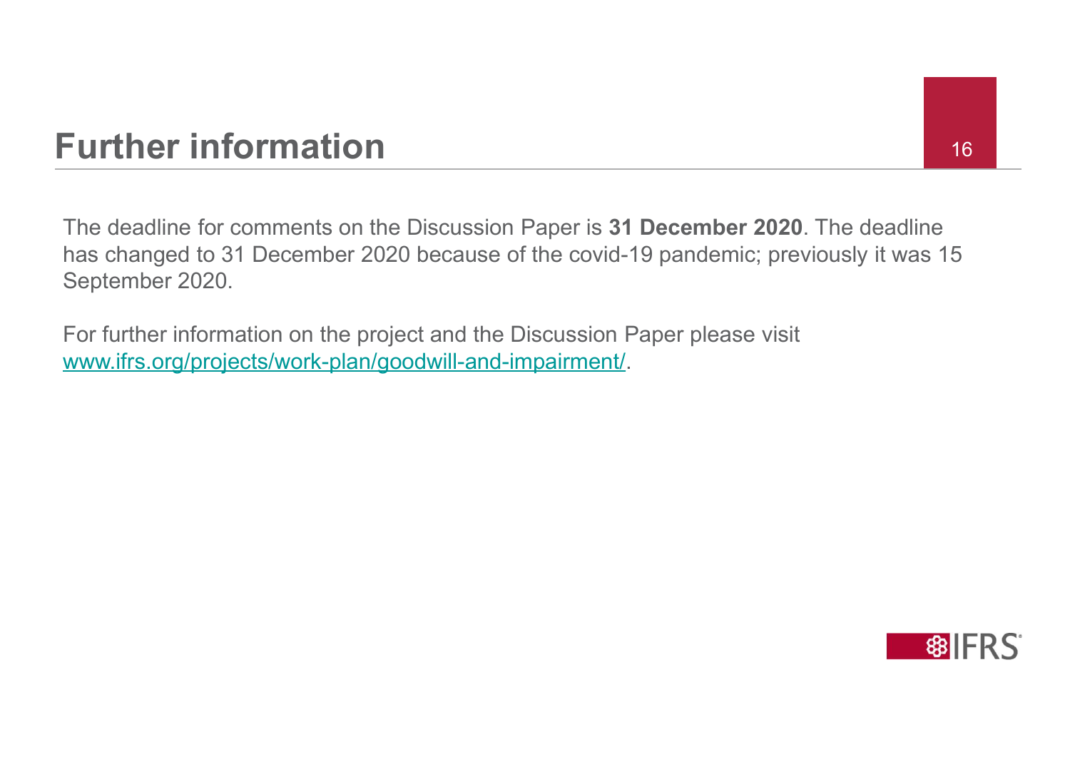# Further information

The deadline for comments on the Discussion Paper is **31 December 2020**. The deadline has changed to 31 December 2020 because of the covid-19 pandemic; previously it was 15 September 2020.

For further information on the project and the Discussion Paper please visit [www.ifrs.org/projects/work-plan/goodwill-and-impairment/](www.ifrs.org/projects/work-plan/goodwill-and-impairment/).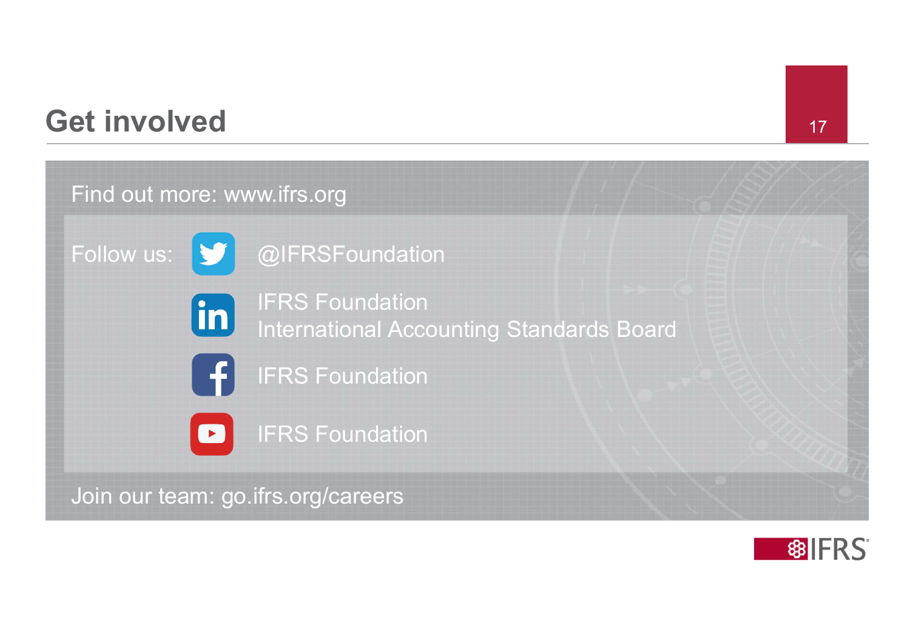# Get involved

Find out more: www.ifrs.org

Follow us:

- @IFRSFoundation
- IFRS Foundation
  International Accounting Standards Board
- IFRS Foundation
- IFRS Foundation

Join our team: go.ifrs.org/careers